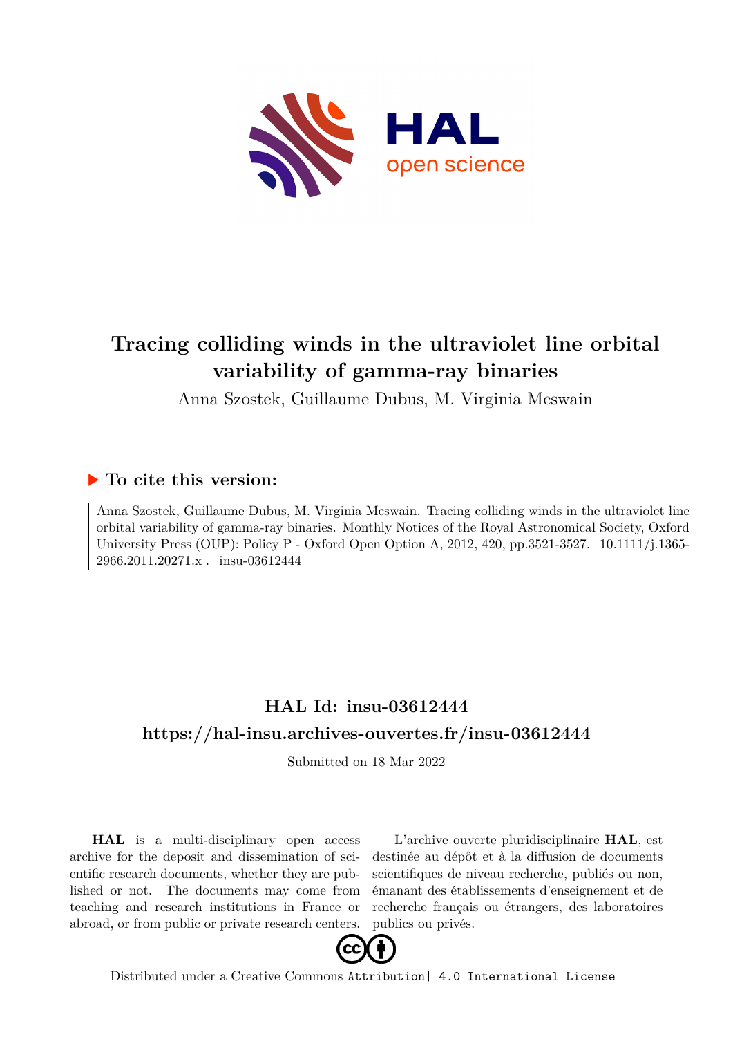# Tracing colliding winds in the ultraviolet line orbital variability of gamma-ray binaries

Anna Szostek, Guillaume Dubus, M. Virginia Mcswain

## ▶ To cite this version:

Anna Szostek, Guillaume Dubus, M. Virginia Mcswain. Tracing colliding winds in the ultraviolet line orbital variability of gamma-ray binaries. Monthly Notices of the Royal Astronomical Society, Oxford University Press (OUP): Policy P - Oxford Open Option A, 2012, 420, pp.3521-3527. 10.1111/j.1365-2966.2011.20271.x . insu-03612444

## HAL Id: insu-03612444

## https://hal-insu.archives-ouvertes.fr/insu-03612444

Submitted on 18 Mar 2022

**HAL** is a multi-disciplinary open access archive for the deposit and dissemination of scientific research documents, whether they are published or not. The documents may come from teaching and research institutions in France or abroad, or from public or private research centers.

L'archive ouverte pluridisciplinaire **HAL**, est destinée au dépôt et à la diffusion de documents scientifiques de niveau recherche, publiés ou non, émanant des établissements d'enseignement et de recherche français ou étrangers, des laboratoires publics ou privés.

Distributed under a Creative Commons Attribution| 4.0 International License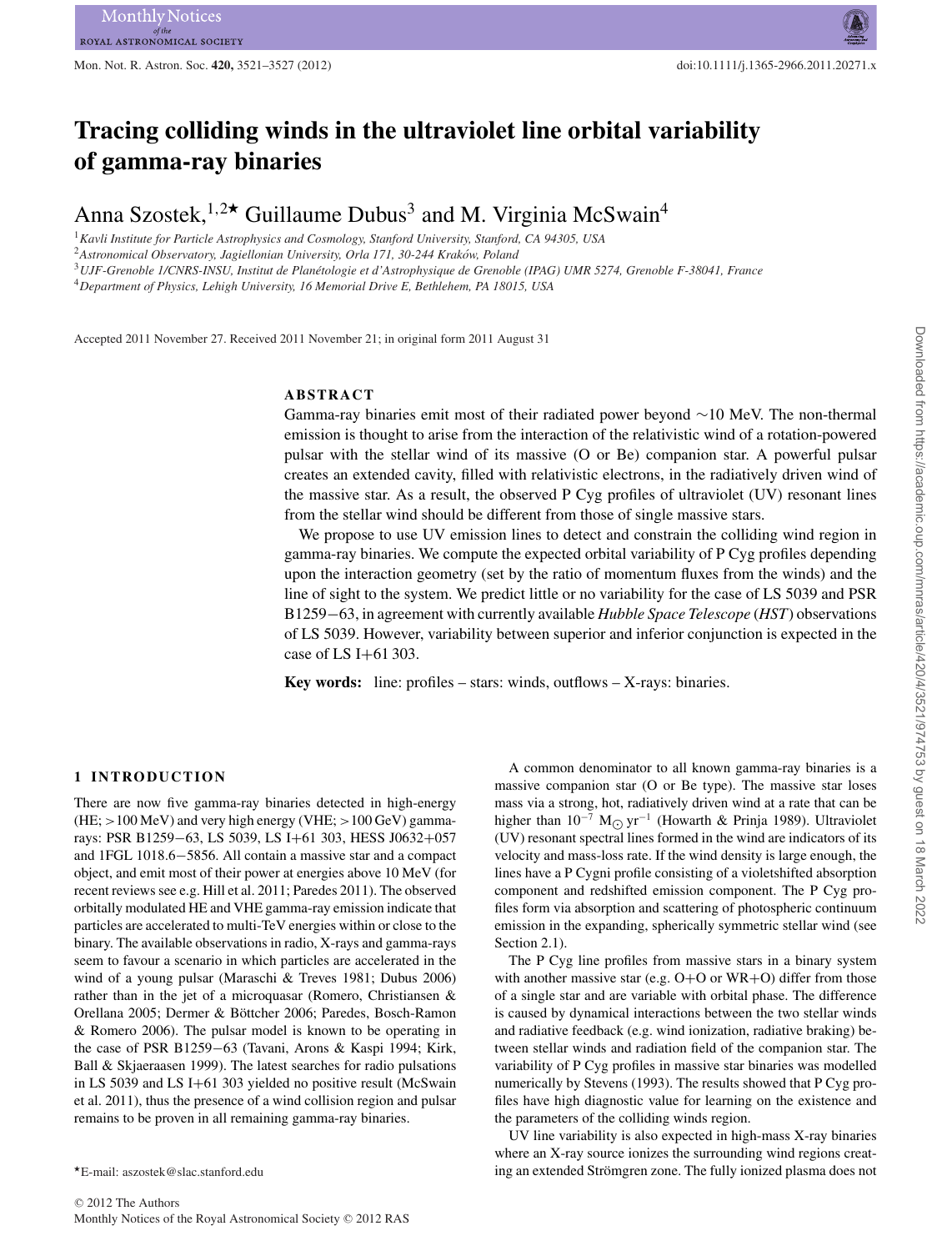# Tracing colliding winds in the ultraviolet line orbital variability of gamma-ray binaries

Anna Szostek,[1,2★] Guillaume Dubus[3] and M. Virginia McSwain[4]

[1]Kavli Institute for Particle Astrophysics and Cosmology, Stanford University, Stanford, CA 94305, USA
[2]Astronomical Observatory, Jagiellonian University, Orla 171, 30-244 Kraków, Poland
[3]UJF-Grenoble 1/CNRS-INSU, Institut de Planétologie et d'Astrophysique de Grenoble (IPAG) UMR 5274, Grenoble F-38041, France
[4]Department of Physics, Lehigh University, 16 Memorial Drive E, Bethlehem, PA 18015, USA

Accepted 2011 November 27. Received 2011 November 21; in original form 2011 August 31

## ABSTRACT

Gamma-ray binaries emit most of their radiated power beyond ∼10 MeV. The non-thermal emission is thought to arise from the interaction of the relativistic wind of a rotation-powered pulsar with the stellar wind of its massive (O or Be) companion star. A powerful pulsar creates an extended cavity, filled with relativistic electrons, in the radiatively driven wind of the massive star. As a result, the observed P Cyg profiles of ultraviolet (UV) resonant lines from the stellar wind should be different from those of single massive stars.

We propose to use UV emission lines to detect and constrain the colliding wind region in gamma-ray binaries. We compute the expected orbital variability of P Cyg profiles depending upon the interaction geometry (set by the ratio of momentum fluxes from the winds) and the line of sight to the system. We predict little or no variability for the case of LS 5039 and PSR B1259−63, in agreement with currently available *Hubble Space Telescope* (*HST*) observations of LS 5039. However, variability between superior and inferior conjunction is expected in the case of LS I+61 303.

**Key words:** line: profiles – stars: winds, outflows – X-rays: binaries.

## 1 INTRODUCTION

There are now five gamma-ray binaries detected in high-energy (HE; >100 MeV) and very high energy (VHE; >100 GeV) gamma-rays: PSR B1259−63, LS 5039, LS I+61 303, HESS J0632+057 and 1FGL 1018.6−5856. All contain a massive star and a compact object, and emit most of their power at energies above 10 MeV (for recent reviews see e.g. Hill et al. 2011; Paredes 2011). The observed orbitally modulated HE and VHE gamma-ray emission indicate that particles are accelerated to multi-TeV energies within or close to the binary. The available observations in radio, X-rays and gamma-rays seem to favour a scenario in which particles are accelerated in the wind of a young pulsar (Maraschi & Treves 1981; Dubus 2006) rather than in the jet of a microquasar (Romero, Christiansen & Orellana 2005; Dermer & Böttcher 2006; Paredes, Bosch-Ramon & Romero 2006). The pulsar model is known to be operating in the case of PSR B1259−63 (Tavani, Arons & Kaspi 1994; Kirk, Ball & Skjaeraasen 1999). The latest searches for radio pulsations in LS 5039 and LS I+61 303 yielded no positive result (McSwain et al. 2011), thus the presence of a wind collision region and pulsar remains to be proven in all remaining gamma-ray binaries.

A common denominator to all known gamma-ray binaries is a massive companion star (O or Be type). The massive star loses mass via a strong, hot, radiatively driven wind at a rate that can be higher than $10^{-7}$ M$_\odot$ yr$^{-1}$ (Howarth & Prinja 1989). Ultraviolet (UV) resonant spectral lines formed in the wind are indicators of its velocity and mass-loss rate. If the wind density is large enough, the lines have a P Cygni profile consisting of a violetshifted absorption component and redshifted emission component. The P Cyg profiles form via absorption and scattering of photospheric continuum emission in the expanding, spherically symmetric stellar wind (see Section 2.1).

The P Cyg line profiles from massive stars in a binary system with another massive star (e.g. O+O or WR+O) differ from those of a single star and are variable with orbital phase. The difference is caused by dynamical interactions between the two stellar winds and radiative feedback (e.g. wind ionization, radiative braking) between stellar winds and radiation field of the companion star. The variability of P Cyg profiles in massive star binaries was modelled numerically by Stevens (1993). The results showed that P Cyg profiles have high diagnostic value for learning on the existence and the parameters of the colliding winds region.

UV line variability is also expected in high-mass X-ray binaries where an X-ray source ionizes the surrounding wind regions creating an extended Strömgren zone. The fully ionized plasma does not

★E-mail: aszostek@slac.stanford.edu

© 2012 The Authors
Monthly Notices of the Royal Astronomical Society © 2012 RAS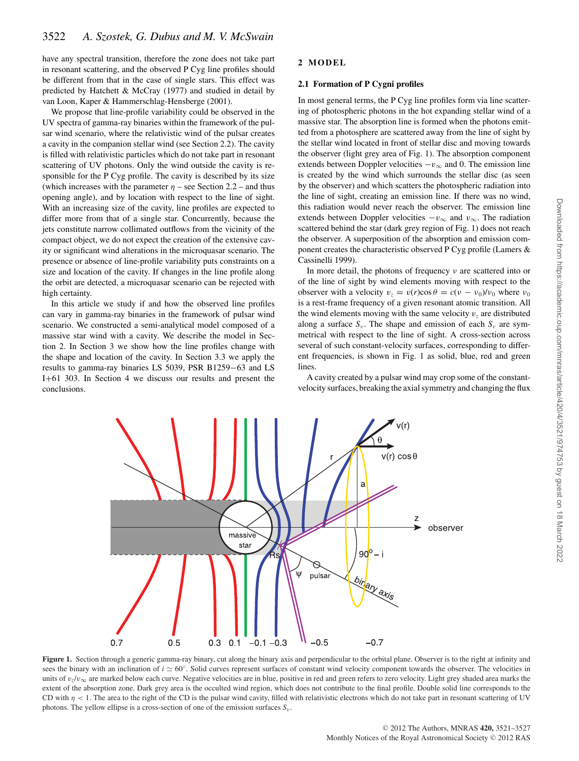have any spectral transition, therefore the zone does not take part in resonant scattering, and the observed P Cyg line profiles should be different from that in the case of single stars. This effect was predicted by Hatchett & McCray (1977) and studied in detail by van Loon, Kaper & Hammerschlag-Hensberge (2001).

We propose that line-profile variability could be observed in the UV spectra of gamma-ray binaries within the framework of the pulsar wind scenario, where the relativistic wind of the pulsar creates a cavity in the companion stellar wind (see Section 2.2). The cavity is filled with relativistic particles which do not take part in resonant scattering of UV photons. Only the wind outside the cavity is responsible for the P Cyg profile. The cavity is described by its size (which increases with the parameter $\eta$ – see Section 2.2 – and thus opening angle), and by location with respect to the line of sight. With an increasing size of the cavity, line profiles are expected to differ more from that of a single star. Concurrently, because the jets constitute narrow collimated outflows from the vicinity of the compact object, we do not expect the creation of the extensive cavity or significant wind alterations in the microquasar scenario. The presence or absence of line-profile variability puts constraints on a size and location of the cavity. If changes in the line profile along the orbit are detected, a microquasar scenario can be rejected with high certainty.

In this article we study if and how the observed line profiles can vary in gamma-ray binaries in the framework of pulsar wind scenario. We constructed a semi-analytical model composed of a massive star wind with a cavity. We describe the model in Section 2. In Section 3 we show how the line profiles change with the shape and location of the cavity. In Section 3.3 we apply the results to gamma-ray binaries LS 5039, PSR B1259−63 and LS I+61 303. In Section 4 we discuss our results and present the conclusions.

## 2 MODEL

### 2.1 Formation of P Cygni profiles

In most general terms, the P Cyg line profiles form via line scattering of photospheric photons in the hot expanding stellar wind of a massive star. The absorption line is formed when the photons emitted from a photosphere are scattered away from the line of sight by the stellar wind located in front of stellar disc and moving towards the observer (light grey area of Fig. 1). The absorption component extends between Doppler velocities $-v_\infty$ and 0. The emission line is created by the wind which surrounds the stellar disc (as seen by the observer) and which scatters the photospheric radiation into the line of sight, creating an emission line. If there was no wind, this radiation would never reach the observer. The emission line extends between Doppler velocities $-v_\infty$ and $v_\infty$. The radiation scattered behind the star (dark grey region of Fig. 1) does not reach the observer. A superposition of the absorption and emission component creates the characteristic observed P Cyg profile (Lamers & Cassinelli 1999).

In more detail, the photons of frequency $\nu$ are scattered into or of the line of sight by wind elements moving with respect to the observer with a velocity $v_z = v(r)\cos\theta = c(\nu - \nu_0)/\nu_0$ where $\nu_0$ is a rest-frame frequency of a given resonant atomic transition. All the wind elements moving with the same velocity $v_z$ are distributed along a surface $S_\nu$. The shape and emission of each $S_\nu$ are symmetrical with respect to the line of sight. A cross-section across several of such constant-velocity surfaces, corresponding to different frequencies, is shown in Fig. 1 as solid, blue, red and green lines.

A cavity created by a pulsar wind may crop some of the constant-velocity surfaces, breaking the axial symmetry and changing the flux

**Figure 1.** Section through a generic gamma-ray binary, cut along the binary axis and perpendicular to the orbital plane. Observer is to the right at infinity and sees the binary with an inclination of $i \simeq 60°$. Solid curves represent surfaces of constant wind velocity component towards the observer. The velocities in units of $v_z/v_\infty$ are marked below each curve. Negative velocities are in blue, positive in red and green refers to zero velocity. Light grey shaded area marks the extent of the absorption zone. Dark grey area is the occulted wind region, which does not contribute to the final profile. Double solid line corresponds to the CD with $\eta < 1$. The area to the right of the CD is the pulsar wind cavity, filled with relativistic electrons which do not take part in resonant scattering of UV photons. The yellow ellipse is a cross-section of one of the emission surfaces $S_\nu$.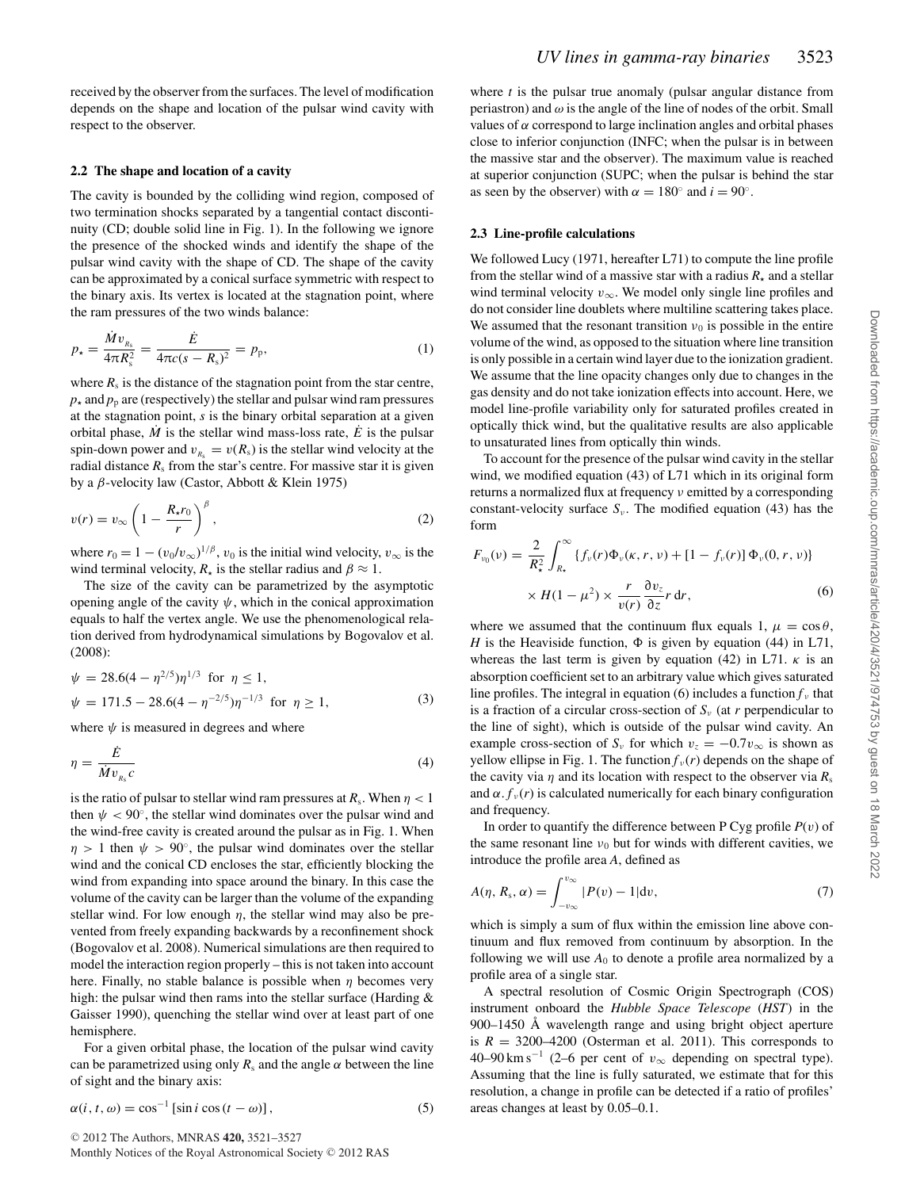received by the observer from the surfaces. The level of modification depends on the shape and location of the pulsar wind cavity with respect to the observer.

### 2.2 The shape and location of a cavity

The cavity is bounded by the colliding wind region, composed of two termination shocks separated by a tangential contact discontinuity (CD; double solid line in Fig. 1). In the following we ignore the presence of the shocked winds and identify the shape of the pulsar wind cavity with the shape of CD. The shape of the cavity can be approximated by a conical surface symmetric with respect to the binary axis. Its vertex is located at the stagnation point, where the ram pressures of the two winds balance:

$$p_\star = \frac{\dot{M} v_{_{R_s}}}{4\pi R_s^2} = \frac{\dot{E}}{4\pi c (s - R_s)^2} = p_p, \tag{1}$$

where $R_s$ is the distance of the stagnation point from the star centre, $p_\star$ and $p_p$ are (respectively) the stellar and pulsar wind ram pressures at the stagnation point, $s$ is the binary orbital separation at a given orbital phase, $\dot{M}$ is the stellar wind mass-loss rate, $\dot{E}$ is the pulsar spin-down power and $v_{_{R_s}} = v(R_s)$ is the stellar wind velocity at the radial distance $R_s$ from the star's centre. For massive star it is given by a $\beta$-velocity law (Castor, Abbott & Klein 1975)

$$v(r) = v_\infty \left(1 - \frac{R_\star r_0}{r}\right)^\beta, \tag{2}$$

where $r_0 = 1 - (v_0/v_\infty)^{1/\beta}$, $v_0$ is the initial wind velocity, $v_\infty$ is the wind terminal velocity, $R_\star$ is the stellar radius and $\beta \approx 1$.

The size of the cavity can be parametrized by the asymptotic opening angle of the cavity $\psi$, which in the conical approximation equals to half the vertex angle. We use the phenomenological relation derived from hydrodynamical simulations by Bogovalov et al. (2008):

$$\begin{aligned}
\psi &= 28.6(4 - \eta^{2/5})\eta^{1/3} \ \text{ for } \ \eta \le 1, \\
\psi &= 171.5 - 28.6(4 - \eta^{-2/5})\eta^{-1/3} \ \text{ for } \ \eta \ge 1,
\end{aligned} \tag{3}$$

where $\psi$ is measured in degrees and where

$$\eta = \frac{\dot{E}}{\dot{M} v_{_{R_s}} c} \tag{4}$$

is the ratio of pulsar to stellar wind ram pressures at $R_s$. When $\eta < 1$ then $\psi < 90^\circ$, the stellar wind dominates over the pulsar wind and the wind-free cavity is created around the pulsar as in Fig. 1. When $\eta > 1$ then $\psi > 90^\circ$, the pulsar wind dominates over the stellar wind and the conical CD encloses the star, efficiently blocking the wind from expanding into space around the binary. In this case the volume of the cavity can be larger than the volume of the expanding stellar wind. For low enough $\eta$, the stellar wind may also be prevented from freely expanding backwards by a reconfinement shock (Bogovalov et al. 2008). Numerical simulations are then required to model the interaction region properly – this is not taken into account here. Finally, no stable balance is possible when $\eta$ becomes very high: the pulsar wind then rams into the stellar surface (Harding & Gaisser 1990), quenching the stellar wind over at least part of one hemisphere.

For a given orbital phase, the location of the pulsar wind cavity can be parametrized using only $R_s$ and the angle $\alpha$ between the line of sight and the binary axis:

$$\alpha(i, t, \omega) = \cos^{-1}\left[\sin i \cos(t - \omega)\right], \tag{5}$$

where $t$ is the pulsar true anomaly (pulsar angular distance from periastron) and $\omega$ is the angle of the line of nodes of the orbit. Small values of $\alpha$ correspond to large inclination angles and orbital phases close to inferior conjunction (INFC; when the pulsar is in between the massive star and the observer). The maximum value is reached at superior conjunction (SUPC; when the pulsar is behind the star as seen by the observer) with $\alpha = 180^\circ$ and $i = 90^\circ$.

### 2.3 Line-profile calculations

We followed Lucy (1971, hereafter L71) to compute the line profile from the stellar wind of a massive star with a radius $R_\star$ and a stellar wind terminal velocity $v_\infty$. We model only single line profiles and do not consider line doublets where multiline scattering takes place. We assumed that the resonant transition $\nu_0$ is possible in the entire volume of the wind, as opposed to the situation where line transition is only possible in a certain wind layer due to the ionization gradient. We assume that the line opacity changes only due to changes in the gas density and do not take ionization effects into account. Here, we model line-profile variability only for saturated profiles created in optically thick wind, but the qualitative results are also applicable to unsaturated lines from optically thin winds.

To account for the presence of the pulsar wind cavity in the stellar wind, we modified equation (43) of L71 which in its original form returns a normalized flux at frequency $\nu$ emitted by a corresponding constant-velocity surface $S_\nu$. The modified equation (43) has the form

$$\begin{aligned}
F_{\nu_0}(\nu) = \frac{2}{R_\star^2} \int_{R_\star}^{\infty} &\{ f_\nu(r) \Phi_\nu(\kappa, r, \nu) + [1 - f_\nu(r)]\, \Phi_\nu(0, r, \nu) \} \\
&\times H(1 - \mu^2) \times \frac{r}{v(r)} \frac{\partial v_z}{\partial z} r \, \mathrm{d}r,
\end{aligned} \tag{6}$$

where we assumed that the continuum flux equals 1, $\mu = \cos\theta$, $H$ is the Heaviside function, $\Phi$ is given by equation (44) in L71, whereas the last term is given by equation (42) in L71. $\kappa$ is an absorption coefficient set to an arbitrary value which gives saturated line profiles. The integral in equation (6) includes a function $f_\nu$ that is a fraction of a circular cross-section of $S_\nu$ (at $r$ perpendicular to the line of sight), which is outside of the pulsar wind cavity. An example cross-section of $S_\nu$ for which $v_z = -0.7 v_\infty$ is shown as yellow ellipse in Fig. 1. The function $f_\nu(r)$ depends on the shape of the cavity via $\eta$ and its location with respect to the observer via $R_s$ and $\alpha$. $f_\nu(r)$ is calculated numerically for each binary configuration and frequency.

In order to quantify the difference between P Cyg profile $P(v)$ of the same resonant line $\nu_0$ but for winds with different cavities, we introduce the profile area $A$, defined as

$$A(\eta, R_s, \alpha) = \int_{-v_\infty}^{v_\infty} |P(v) - 1| \mathrm{d}v, \tag{7}$$

which is simply a sum of flux within the emission line above continuum and flux removed from continuum by absorption. In the following we will use $A_0$ to denote a profile area normalized by a profile area of a single star.

A spectral resolution of Cosmic Origin Spectrograph (COS) instrument onboard the *Hubble Space Telescope* (*HST*) in the 900–1450 Å wavelength range and using bright object aperture is $R$ = 3200–4200 (Osterman et al. 2011). This corresponds to 40–90 km s$^{-1}$ (2–6 per cent of $v_\infty$ depending on spectral type). Assuming that the line is fully saturated, we estimate that for this resolution, a change in profile can be detected if a ratio of profiles' areas changes at least by 0.05–0.1.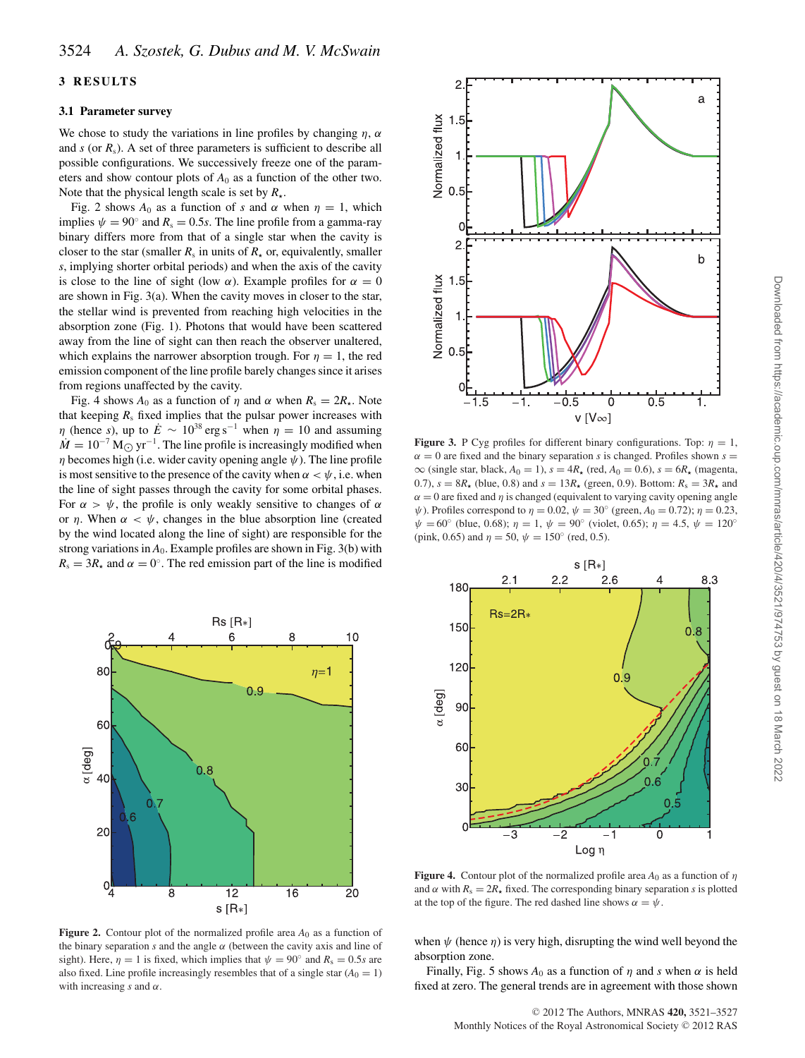## 3 RESULTS

### 3.1 Parameter survey

We chose to study the variations in line profiles by changing $\eta$, $\alpha$ and $s$ (or $R_s$). A set of three parameters is sufficient to describe all possible configurations. We successively freeze one of the parameters and show contour plots of $A_0$ as a function of the other two. Note that the physical length scale is set by $R_\star$.

Fig. 2 shows $A_0$ as a function of $s$ and $\alpha$ when $\eta = 1$, which implies $\psi = 90°$ and $R_s = 0.5s$. The line profile from a gamma-ray binary differs more from that of a single star when the cavity is closer to the star (smaller $R_s$ in units of $R_\star$ or, equivalently, smaller $s$, implying shorter orbital periods) and when the axis of the cavity is close to the line of sight (low $\alpha$). Example profiles for $\alpha = 0$ are shown in Fig. 3(a). When the cavity moves in closer to the star, the stellar wind is prevented from reaching high velocities in the absorption zone (Fig. 1). Photons that would have been scattered away from the line of sight can then reach the observer unaltered, which explains the narrower absorption trough. For $\eta = 1$, the red emission component of the line profile barely changes since it arises from regions unaffected by the cavity.

Fig. 4 shows $A_0$ as a function of $\eta$ and $\alpha$ when $R_s = 2R_\star$. Note that keeping $R_s$ fixed implies that the pulsar power increases with $\eta$ (hence $s$), up to $\dot{E} \sim 10^{38}$ erg s$^{-1}$ when $\eta = 10$ and assuming $\dot{M} = 10^{-7}$ M$_\odot$ yr$^{-1}$. The line profile is increasingly modified when $\eta$ becomes high (i.e. wider cavity opening angle $\psi$). The line profile is most sensitive to the presence of the cavity when $\alpha < \psi$, i.e. when the line of sight passes through the cavity for some orbital phases. For $\alpha > \psi$, the profile is only weakly sensitive to changes of $\alpha$ or $\eta$. When $\alpha < \psi$, changes in the blue absorption line (created by the wind located along the line of sight) are responsible for the strong variations in $A_0$. Example profiles are shown in Fig. 3(b) with $R_s = 3R_\star$ and $\alpha = 0°$. The red emission part of the line is modified when $\psi$ (hence $\eta$) is very high, disrupting the wind well beyond the absorption zone.

Finally, Fig. 5 shows $A_0$ as a function of $\eta$ and $s$ when $\alpha$ is held fixed at zero. The general trends are in agreement with those shown

**Figure 2.** Contour plot of the normalized profile area $A_0$ as a function of the binary separation $s$ and the angle $\alpha$ (between the cavity axis and line of sight). Here, $\eta = 1$ is fixed, which implies that $\psi = 90°$ and $R_s = 0.5s$ are also fixed. Line profile increasingly resembles that of a single star ($A_0 = 1$) with increasing $s$ and $\alpha$.

**Figure 3.** P Cyg profiles for different binary configurations. Top: $\eta = 1$, $\alpha = 0$ are fixed and the binary separation $s$ is changed. Profiles shown $s = \infty$ (single star, black, $A_0 = 1$), $s = 4R_\star$ (red, $A_0 = 0.6$), $s = 6R_\star$ (magenta, 0.7), $s = 8R_\star$ (blue, 0.8) and $s = 13R_\star$ (green, 0.9). Bottom: $R_s = 3R_\star$ and $\alpha = 0$ are fixed and $\eta$ is changed (equivalent to varying cavity opening angle $\psi$). Profiles correspond to $\eta = 0.02$, $\psi = 30°$ (green, $A_0 = 0.72$); $\eta = 0.23$, $\psi = 60°$ (blue, 0.68); $\eta = 1$, $\psi = 90°$ (violet, 0.65); $\eta = 4.5$, $\psi = 120°$ (pink, 0.65) and $\eta = 50$, $\psi = 150°$ (red, 0.5).

**Figure 4.** Contour plot of the normalized profile area $A_0$ as a function of $\eta$ and $\alpha$ with $R_s = 2R_\star$ fixed. The corresponding binary separation $s$ is plotted at the top of the figure. The red dashed line shows $\alpha = \psi$.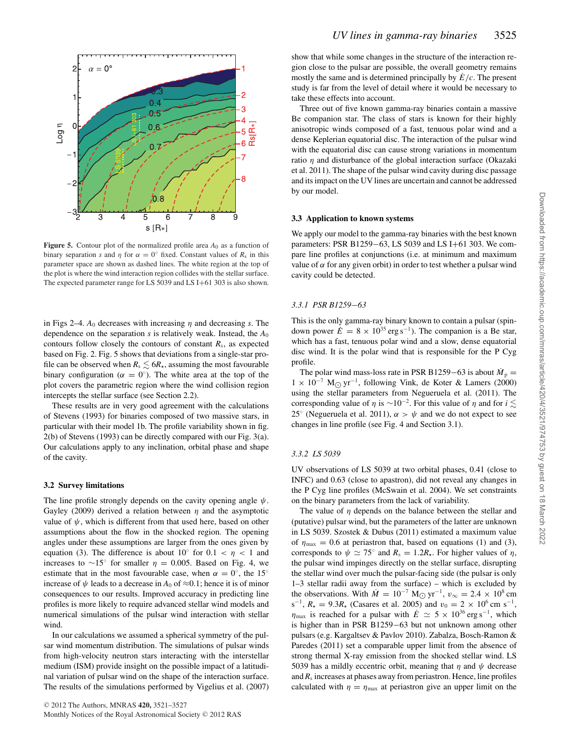**Figure 5.** Contour plot of the normalized profile area $A_0$ as a function of binary separation $s$ and $\eta$ for $\alpha = 0°$ fixed. Constant values of $R_s$ in this parameter space are shown as dashed lines. The white region at the top of the plot is where the wind interaction region collides with the stellar surface. The expected parameter range for LS 5039 and LS I+61 303 is also shown.

in Figs 2–4. $A_0$ decreases with increasing $\eta$ and decreasing $s$. The dependence on the separation $s$ is relatively weak. Instead, the $A_0$ contours follow closely the contours of constant $R_s$, as expected based on Fig. 2. Fig. 5 shows that deviations from a single-star profile can be observed when $R_s \lesssim 6R_\star$, assuming the most favourable binary configuration ($\alpha = 0°$). The white area at the top of the plot covers the parametric region where the wind collision region intercepts the stellar surface (see Section 2.2).

These results are in very good agreement with the calculations of Stevens (1993) for binaries composed of two massive stars, in particular with their model 1b. The profile variability shown in fig. 2(b) of Stevens (1993) can be directly compared with our Fig. 3(a). Our calculations apply to any inclination, orbital phase and shape of the cavity.

### 3.2 Survey limitations

The line profile strongly depends on the cavity opening angle $\psi$. Gayley (2009) derived a relation between $\eta$ and the asymptotic value of $\psi$, which is different from that used here, based on other assumptions about the flow in the shocked region. The opening angles under these assumptions are larger from the ones given by equation (3). The difference is about 10° for $0.1 < \eta < 1$ and increases to $\sim$15° for smaller $\eta = 0.005$. Based on Fig. 4, we estimate that in the most favourable case, when $\alpha = 0°$, the 15° increase of $\psi$ leads to a decrease in $A_0$ of $\approx$0.1; hence it is of minor consequences to our results. Improved accuracy in predicting line profiles is more likely to require advanced stellar wind models and numerical simulations of the pulsar wind interaction with stellar wind.

In our calculations we assumed a spherical symmetry of the pulsar wind momentum distribution. The simulations of pulsar winds from high-velocity neutron stars interacting with the interstellar medium (ISM) provide insight on the possible impact of a latitudinal variation of pulsar wind on the shape of the interaction surface. The results of the simulations performed by Vigelius et al. (2007) show that while some changes in the structure of the interaction region close to the pulsar are possible, the overall geometry remains mostly the same and is determined principally by $\dot{E}/c$. The present study is far from the level of detail where it would be necessary to take these effects into account.

Three out of five known gamma-ray binaries contain a massive Be companion star. The class of stars is known for their highly anisotropic winds composed of a fast, tenuous polar wind and a dense Keplerian equatorial disc. The interaction of the pulsar wind with the equatorial disc can cause strong variations in momentum ratio $\eta$ and disturbance of the global interaction surface (Okazaki et al. 2011). The shape of the pulsar wind cavity during disc passage and its impact on the UV lines are uncertain and cannot be addressed by our model.

### 3.3 Application to known systems

We apply our model to the gamma-ray binaries with the best known parameters: PSR B1259−63, LS 5039 and LS I+61 303. We compare line profiles at conjunctions (i.e. at minimum and maximum value of $\alpha$ for any given orbit) in order to test whether a pulsar wind cavity could be detected.

#### 3.3.1 *PSR B1259−63*

This is the only gamma-ray binary known to contain a pulsar (spin-down power $\dot{E} = 8 \times 10^{35}$ erg s$^{-1}$). The companion is a Be star, which has a fast, tenuous polar wind and a slow, dense equatorial disc wind. It is the polar wind that is responsible for the P Cyg profile.

The polar wind mass-loss rate in PSR B1259−63 is about $\dot{M}_{\rm p} = 1 \times 10^{-7}$ M$_\odot$ yr$^{-1}$, following Vink, de Koter & Lamers (2000) using the stellar parameters from Negueruela et al. (2011). The corresponding value of $\eta$ is $\sim$10$^{-2}$. For this value of $\eta$ and for $i \lesssim 25°$ (Negueruela et al. 2011), $\alpha > \psi$ and we do not expect to see changes in line profile (see Fig. 4 and Section 3.1).

#### 3.3.2 *LS 5039*

UV observations of LS 5039 at two orbital phases, 0.41 (close to INFC) and 0.63 (close to apastron), did not reveal any changes in the P Cyg line profiles (McSwain et al. 2004). We set constraints on the binary parameters from the lack of variability.

The value of $\eta$ depends on the balance between the stellar and (putative) pulsar wind, but the parameters of the latter are unknown in LS 5039. Szostek & Dubus (2011) estimated a maximum value of $\eta_{\rm max} = 0.6$ at periastron that, based on equations (1) and (3), corresponds to $\psi \simeq 75°$ and $R_s = 1.2R_\star$. For higher values of $\eta$, the pulsar wind impinges directly on the stellar surface, disrupting the stellar wind over much the pulsar-facing side (the pulsar is only 1–3 stellar radii away from the surface) – which is excluded by the observations. With $\dot{M} = 10^{-7}$ M$_\odot$ yr$^{-1}$, $v_\infty = 2.4 \times 10^8$ cm s$^{-1}$, $R_\star = 9.3R_\star$ (Casares et al. 2005) and $v_0 = 2 \times 10^6$ cm s$^{-1}$, $\eta_{\rm max}$ is reached for a pulsar with $\dot{E} \simeq 5 \times 10^{36}$ erg s$^{-1}$, which is higher than in PSR B1259−63 but not unknown among other pulsars (e.g. Kargaltsev & Pavlov 2010). Zabalza, Bosch-Ramon & Paredes (2011) set a comparable upper limit from the absence of strong thermal X-ray emission from the shocked stellar wind. LS 5039 has a mildly eccentric orbit, meaning that $\eta$ and $\psi$ decrease and $R_s$ increases at phases away from periastron. Hence, line profiles calculated with $\eta = \eta_{\rm max}$ at periastron give an upper limit on the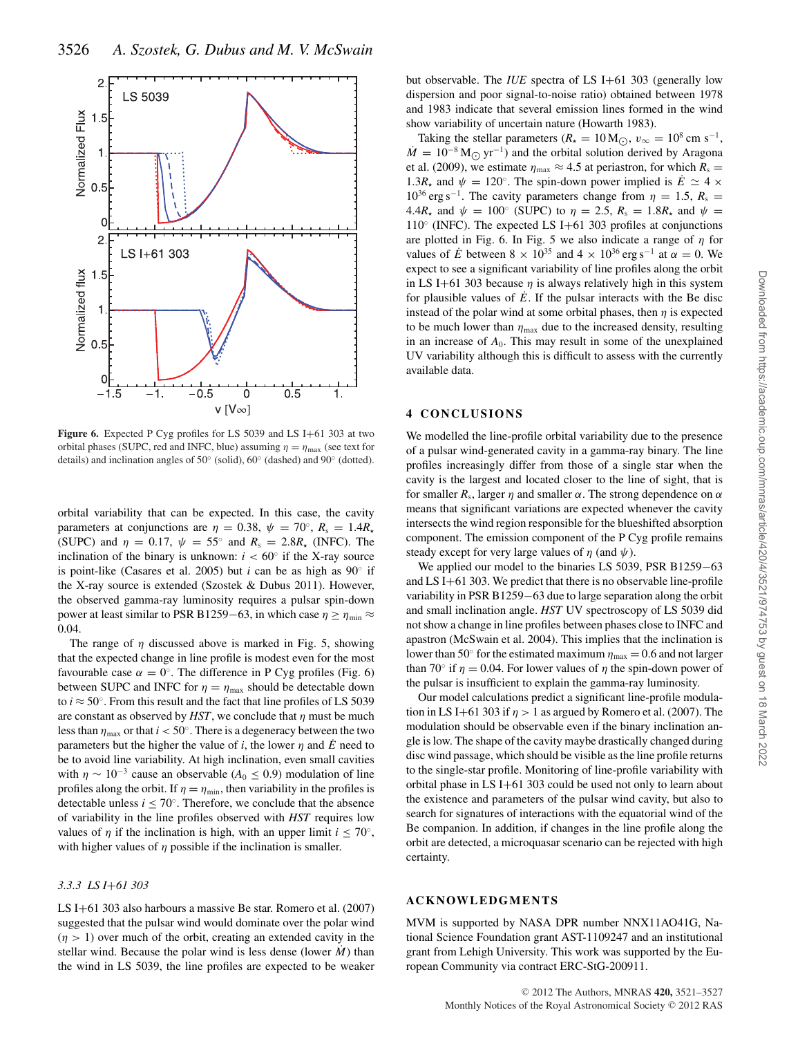Figure 6. Expected P Cyg profiles for LS 5039 and LS I+61 303 at two orbital phases (SUPC, red and INFC, blue) assuming $\eta = \eta_{\max}$ (see text for details) and inclination angles of 50° (solid), 60° (dashed) and 90° (dotted).

orbital variability that can be expected. In this case, the cavity parameters at conjunctions are $\eta = 0.38$, $\psi = 70°$, $R_s = 1.4R_\star$ (SUPC) and $\eta = 0.17$, $\psi = 55°$ and $R_s = 2.8R_\star$ (INFC). The inclination of the binary is unknown: $i < 60°$ if the X-ray source is point-like (Casares et al. 2005) but $i$ can be as high as 90° if the X-ray source is extended (Szostek & Dubus 2011). However, the observed gamma-ray luminosity requires a pulsar spin-down power at least similar to PSR B1259−63, in which case $\eta \geq \eta_{\min} \approx 0.04$.

The range of $\eta$ discussed above is marked in Fig. 5, showing that the expected change in line profile is modest even for the most favourable case $\alpha = 0°$. The difference in P Cyg profiles (Fig. 6) between SUPC and INFC for $\eta = \eta_{\max}$ should be detectable down to $i \approx 50°$. From this result and the fact that line profiles of LS 5039 are constant as observed by *HST*, we conclude that $\eta$ must be much less than $\eta_{\max}$ or that $i < 50°$. There is a degeneracy between the two parameters but the higher the value of $i$, the lower $\eta$ and $\dot{E}$ need to be to avoid line variability. At high inclination, even small cavities with $\eta \sim 10^{-3}$ cause an observable ($A_0 \leq 0.9$) modulation of line profiles along the orbit. If $\eta = \eta_{\min}$, then variability in the profiles is detectable unless $i \leq 70°$. Therefore, we conclude that the absence of variability in the line profiles observed with *HST* requires low values of $\eta$ if the inclination is high, with an upper limit $i \leq 70°$, with higher values of $\eta$ possible if the inclination is smaller.

### 3.3.3 LS I+61 303

LS I+61 303 also harbours a massive Be star. Romero et al. (2007) suggested that the pulsar wind would dominate over the polar wind ($\eta > 1$) over much of the orbit, creating an extended cavity in the stellar wind. Because the polar wind is less dense (lower $\dot{M}$) than the wind in LS 5039, the line profiles are expected to be weaker but observable. The *IUE* spectra of LS I+61 303 (generally low dispersion and poor signal-to-noise ratio) obtained between 1978 and 1983 indicate that several emission lines formed in the wind show variability of uncertain nature (Howarth 1983).

Taking the stellar parameters ($R_\star = 10\,\mathrm{M}_\odot$, $v_\infty = 10^8$ cm s$^{-1}$, $\dot{M} = 10^{-8}\,\mathrm{M}_\odot\,\mathrm{yr}^{-1}$) and the orbital solution derived by Aragona et al. (2009), we estimate $\eta_{\max} \approx 4.5$ at periastron, for which $R_s = 1.3R_\star$ and $\psi = 120°$. The spin-down power implied is $\dot{E} \simeq 4 \times 10^{36}$ erg s$^{-1}$. The cavity parameters change from $\eta = 1.5$, $R_s = 4.4R_\star$ and $\psi = 100°$ (SUPC) to $\eta = 2.5$, $R_s = 1.8R_\star$ and $\psi = 110°$ (INFC). The expected LS I+61 303 profiles at conjunctions are plotted in Fig. 6. In Fig. 5 we also indicate a range of $\eta$ for values of $\dot{E}$ between $8 \times 10^{35}$ and $4 \times 10^{36}$ erg s$^{-1}$ at $\alpha = 0$. We expect to see a significant variability of line profiles along the orbit in LS I+61 303 because $\eta$ is always relatively high in this system for plausible values of $\dot{E}$. If the pulsar interacts with the Be disc instead of the polar wind at some orbital phases, then $\eta$ is expected to be much lower than $\eta_{\max}$ due to the increased density, resulting in an increase of $A_0$. This may result in some of the unexplained UV variability although this is difficult to assess with the currently available data.

## 4 CONCLUSIONS

We modelled the line-profile orbital variability due to the presence of a pulsar wind-generated cavity in a gamma-ray binary. The line profiles increasingly differ from those of a single star when the cavity is the largest and located closer to the line of sight, that is for smaller $R_s$, larger $\eta$ and smaller $\alpha$. The strong dependence on $\alpha$ means that significant variations are expected whenever the cavity intersects the wind region responsible for the blueshifted absorption component. The emission component of the P Cyg profile remains steady except for very large values of $\eta$ (and $\psi$).

We applied our model to the binaries LS 5039, PSR B1259−63 and LS I+61 303. We predict that there is no observable line-profile variability in PSR B1259−63 due to large separation along the orbit and small inclination angle. *HST* UV spectroscopy of LS 5039 did not show a change in line profiles between phases close to INFC and apastron (McSwain et al. 2004). This implies that the inclination is lower than 50° for the estimated maximum $\eta_{\max} = 0.6$ and not larger than 70° if $\eta = 0.04$. For lower values of $\eta$ the spin-down power of the pulsar is insufficient to explain the gamma-ray luminosity.

Our model calculations predict a significant line-profile modulation in LS I+61 303 if $\eta > 1$ as argued by Romero et al. (2007). The modulation should be observable even if the binary inclination angle is low. The shape of the cavity maybe drastically changed during disc wind passage, which should be visible as the line profile returns to the single-star profile. Monitoring of line-profile variability with orbital phase in LS I+61 303 could be used not only to learn about the existence and parameters of the pulsar wind cavity, but also to search for signatures of interactions with the equatorial wind of the Be companion. In addition, if changes in the line profile along the orbit are detected, a microquasar scenario can be rejected with high certainty.

## ACKNOWLEDGMENTS

MVM is supported by NASA DPR number NNX11AO41G, National Science Foundation grant AST-1109247 and an institutional grant from Lehigh University. This work was supported by the European Community via contract ERC-StG-200911.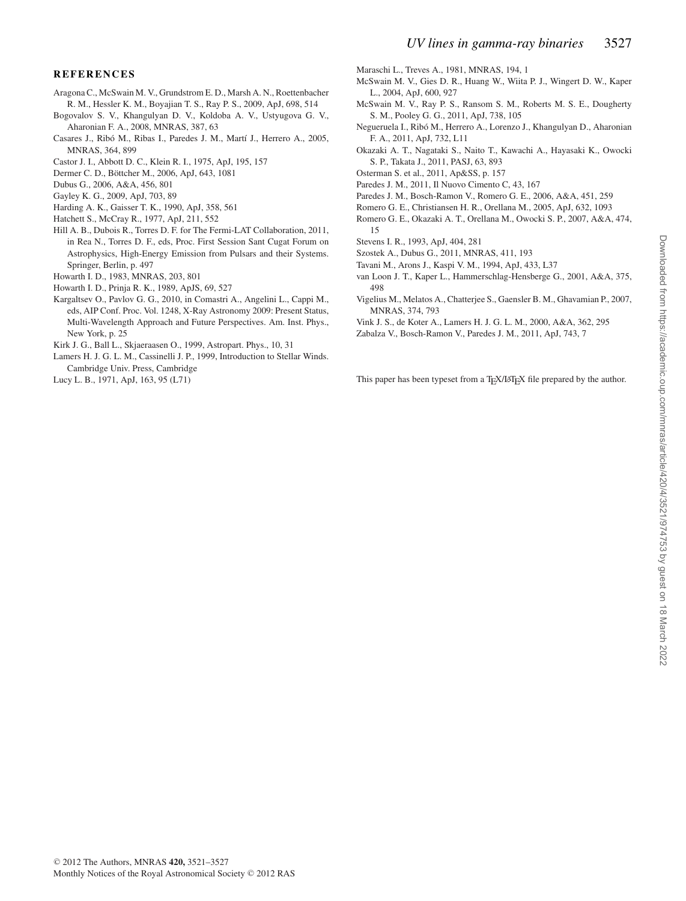## REFERENCES

Aragona C., McSwain M. V., Grundstrom E. D., Marsh A. N., Roettenbacher R. M., Hessler K. M., Boyajian T. S., Ray P. S., 2009, ApJ, 698, 514

Bogovalov S. V., Khangulyan D. V., Koldoba A. V., Ustyugova G. V., Aharonian F. A., 2008, MNRAS, 387, 63

Casares J., Ribó M., Ribas I., Paredes J. M., Martí J., Herrero A., 2005, MNRAS, 364, 899

Castor J. I., Abbott D. C., Klein R. I., 1975, ApJ, 195, 157

Dermer C. D., Böttcher M., 2006, ApJ, 643, 1081

Dubus G., 2006, A&A, 456, 801

Gayley K. G., 2009, ApJ, 703, 89

Harding A. K., Gaisser T. K., 1990, ApJ, 358, 561

Hatchett S., McCray R., 1977, ApJ, 211, 552

Hill A. B., Dubois R., Torres D. F. for The Fermi-LAT Collaboration, 2011, in Rea N., Torres D. F., eds, Proc. First Session Sant Cugat Forum on Astrophysics, High-Energy Emission from Pulsars and their Systems. Springer, Berlin, p. 497

Howarth I. D., 1983, MNRAS, 203, 801

Howarth I. D., Prinja R. K., 1989, ApJS, 69, 527

Kargaltsev O., Pavlov G. G., 2010, in Comastri A., Angelini L., Cappi M., eds, AIP Conf. Proc. Vol. 1248, X-Ray Astronomy 2009: Present Status, Multi-Wavelength Approach and Future Perspectives. Am. Inst. Phys., New York, p. 25

Kirk J. G., Ball L., Skjaeraasen O., 1999, Astropart. Phys., 10, 31

Lamers H. J. G. L. M., Cassinelli J. P., 1999, Introduction to Stellar Winds. Cambridge Univ. Press, Cambridge

Lucy L. B., 1971, ApJ, 163, 95 (L71)

Maraschi L., Treves A., 1981, MNRAS, 194, 1

McSwain M. V., Gies D. R., Huang W., Wiita P. J., Wingert D. W., Kaper L., 2004, ApJ, 600, 927

McSwain M. V., Ray P. S., Ransom S. M., Roberts M. S. E., Dougherty S. M., Pooley G. G., 2011, ApJ, 738, 105

Negueruela I., Ribó M., Herrero A., Lorenzo J., Khangulyan D., Aharonian F. A., 2011, ApJ, 732, L11

Okazaki A. T., Nagataki S., Naito T., Kawachi A., Hayasaki K., Owocki S. P., Takata J., 2011, PASJ, 63, 893

Osterman S. et al., 2011, Ap&SS, p. 157

Paredes J. M., 2011, Il Nuovo Cimento C, 43, 167

Paredes J. M., Bosch-Ramon V., Romero G. E., 2006, A&A, 451, 259

Romero G. E., Christiansen H. R., Orellana M., 2005, ApJ, 632, 1093

Romero G. E., Okazaki A. T., Orellana M., Owocki S. P., 2007, A&A, 474, 15

Stevens I. R., 1993, ApJ, 404, 281

Szostek A., Dubus G., 2011, MNRAS, 411, 193

Tavani M., Arons J., Kaspi V. M., 1994, ApJ, 433, L37

van Loon J. T., Kaper L., Hammerschlag-Hensberge G., 2001, A&A, 375, 498

Vigelius M., Melatos A., Chatterjee S., Gaensler B. M., Ghavamian P., 2007, MNRAS, 374, 793

Vink J. S., de Koter A., Lamers H. J. G. L. M., 2000, A&A, 362, 295

Zabalza V., Bosch-Ramon V., Paredes J. M., 2011, ApJ, 743, 7

This paper has been typeset from a TEX/LATEX file prepared by the author.